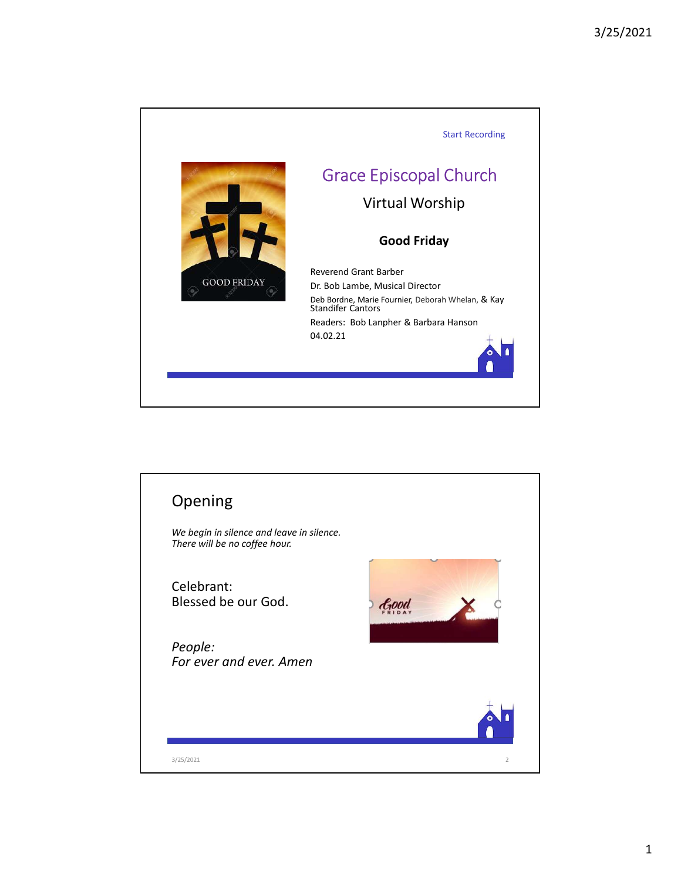Start Recording

# Grace Episcopal Church

## Virtual Worship

**Good Friday**

Reverend Grant Barber

Dr. Bob Lambe, Musical Director

Deb Bordne, Marie Fournier, Deborah Whelan, & Kay Standifer Cantors

Readers: Bob Lanpher & Barbara Hanson

04.02.21

## Opening

*We begin in silence and leave in silence.*
*There will be no coffee hour.*

Celebrant:
Blessed be our God.

*People:*
*For ever and ever. Amen*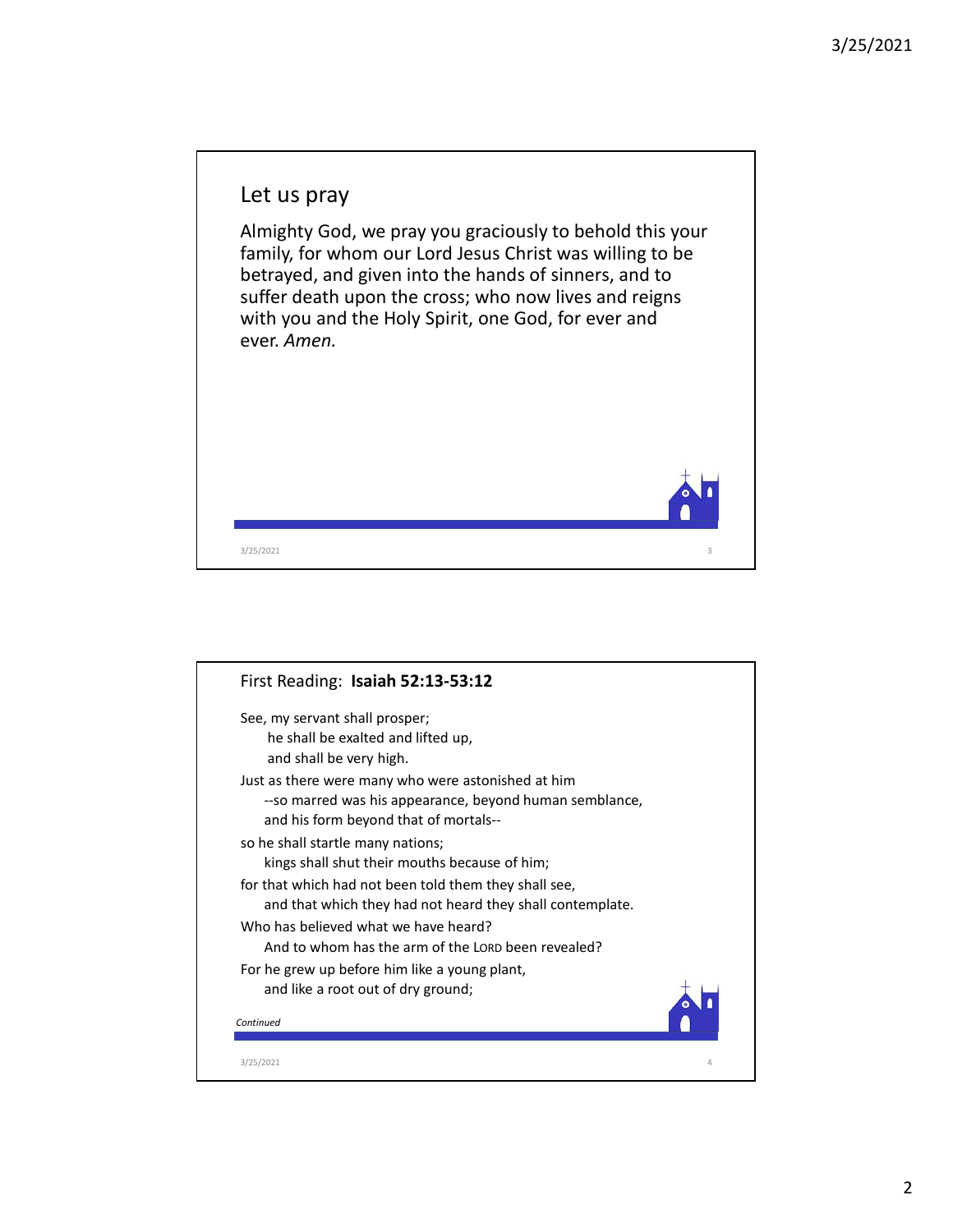## Let us pray

Almighty God, we pray you graciously to behold this your family, for whom our Lord Jesus Christ was willing to be betrayed, and given into the hands of sinners, and to suffer death upon the cross; who now lives and reigns with you and the Holy Spirit, one God, for ever and ever. *Amen.*

## First Reading: **Isaiah 52:13-53:12**

See, my servant shall prosper;  
 he shall be exalted and lifted up,  
 and shall be very high.  
Just as there were many who were astonished at him  
 --so marred was his appearance, beyond human semblance,  
 and his form beyond that of mortals--  
so he shall startle many nations;  
 kings shall shut their mouths because of him;  
for that which had not been told them they shall see,  
 and that which they had not heard they shall contemplate.  
Who has believed what we have heard?  
 And to whom has the arm of the LORD been revealed?  
For he grew up before him like a young plant,  
 and like a root out of dry ground;

*Continued*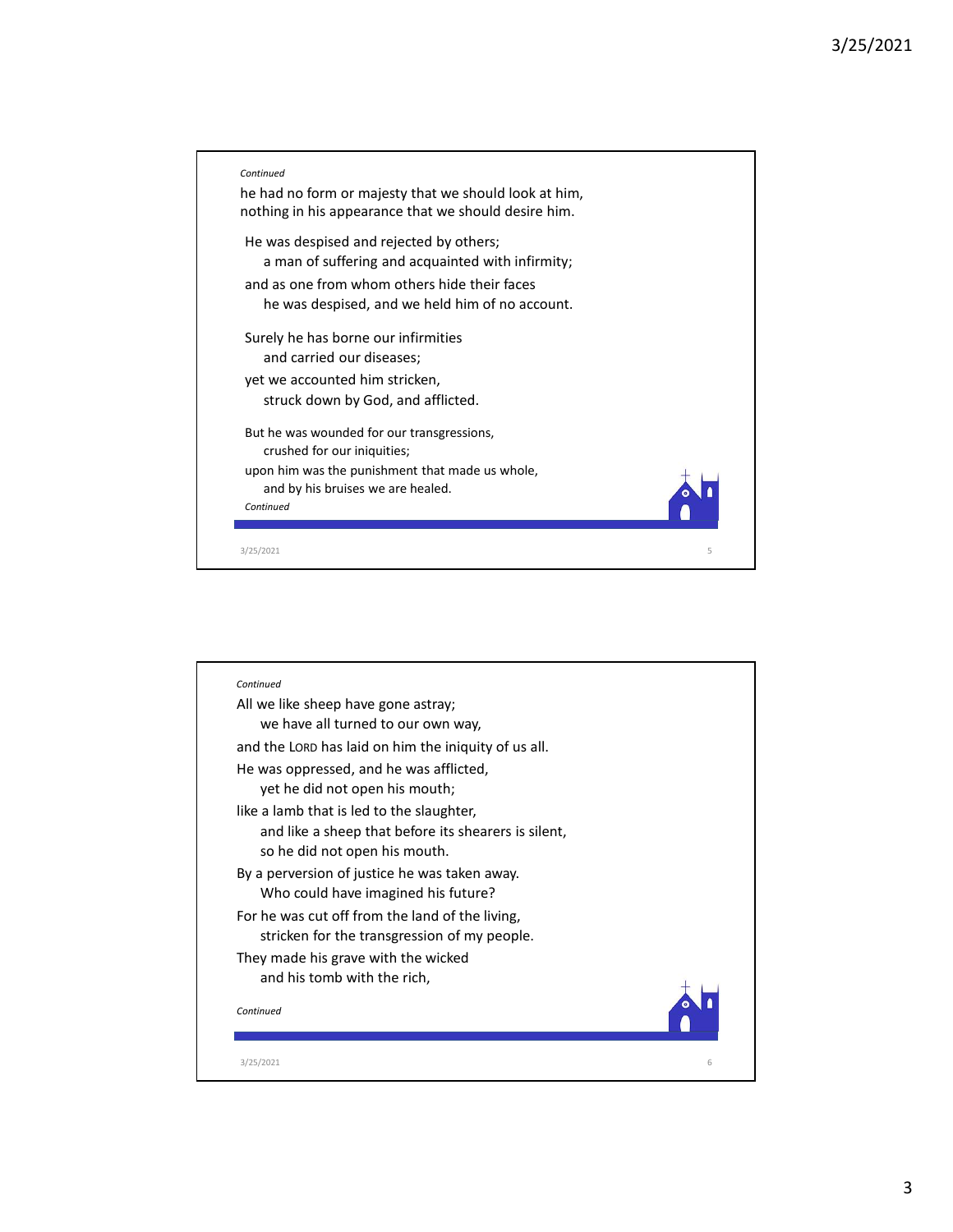*Continued*

he had no form or majesty that we should look at him,
nothing in his appearance that we should desire him.

He was despised and rejected by others;
a man of suffering and acquainted with infirmity;
and as one from whom others hide their faces
he was despised, and we held him of no account.

Surely he has borne our infirmities
and carried our diseases;
yet we accounted him stricken,
struck down by God, and afflicted.

But he was wounded for our transgressions,
crushed for our iniquities;
upon him was the punishment that made us whole,
and by his bruises we are healed.

*Continued*

*Continued*

All we like sheep have gone astray;
we have all turned to our own way,
and the LORD has laid on him the iniquity of us all.
He was oppressed, and he was afflicted,
yet he did not open his mouth;
like a lamb that is led to the slaughter,
and like a sheep that before its shearers is silent,
so he did not open his mouth.
By a perversion of justice he was taken away.
Who could have imagined his future?
For he was cut off from the land of the living,
stricken for the transgression of my people.
They made his grave with the wicked
and his tomb with the rich,

*Continued*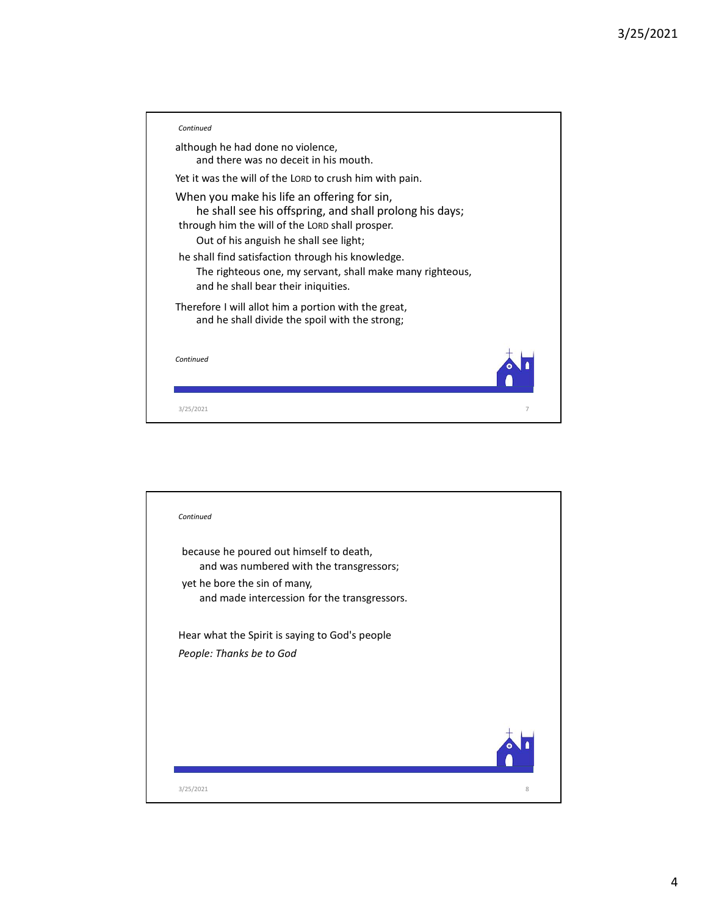*Continued*

although he had done no violence,
    and there was no deceit in his mouth.

Yet it was the will of the LORD to crush him with pain.

When you make his life an offering for sin,
    he shall see his offspring, and shall prolong his days;
through him the will of the LORD shall prosper.
    Out of his anguish he shall see light;
he shall find satisfaction through his knowledge.
    The righteous one, my servant, shall make many righteous,
    and he shall bear their iniquities.

Therefore I will allot him a portion with the great,
    and he shall divide the spoil with the strong;

*Continued*

---

*Continued*

because he poured out himself to death,
    and was numbered with the transgressors;
yet he bore the sin of many,
    and made intercession for the transgressors.

Hear what the Spirit is saying to God's people

*People: Thanks be to God*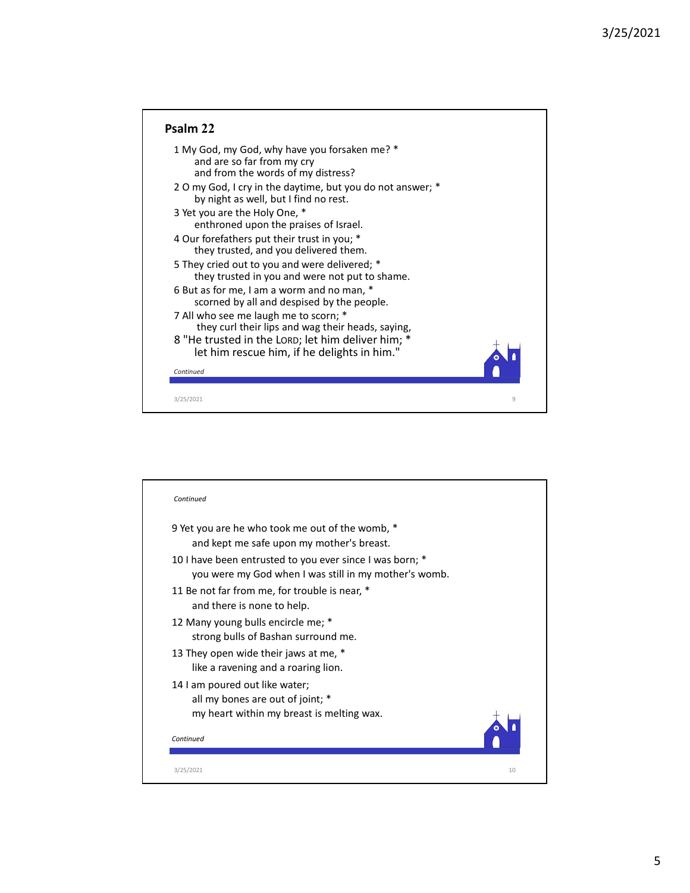## Psalm 22

1 My God, my God, why have you forsaken me? *
  and are so far from my cry
  and from the words of my distress?

2 O my God, I cry in the daytime, but you do not answer; *
  by night as well, but I find no rest.

3 Yet you are the Holy One, *
  enthroned upon the praises of Israel.

4 Our forefathers put their trust in you; *
  they trusted, and you delivered them.

5 They cried out to you and were delivered; *
  they trusted in you and were not put to shame.

6 But as for me, I am a worm and no man, *
  scorned by all and despised by the people.

7 All who see me laugh me to scorn; *
  they curl their lips and wag their heads, saying,

8 "He trusted in the LORD; let him deliver him; *
  let him rescue him, if he delights in him."

*Continued*

*Continued*

9 Yet you are he who took me out of the womb, *
  and kept me safe upon my mother's breast.

10 I have been entrusted to you ever since I was born; *
  you were my God when I was still in my mother's womb.

11 Be not far from me, for trouble is near, *
  and there is none to help.

12 Many young bulls encircle me; *
  strong bulls of Bashan surround me.

13 They open wide their jaws at me, *
  like a ravening and a roaring lion.

14 I am poured out like water;
  all my bones are out of joint; *
  my heart within my breast is melting wax.

*Continued*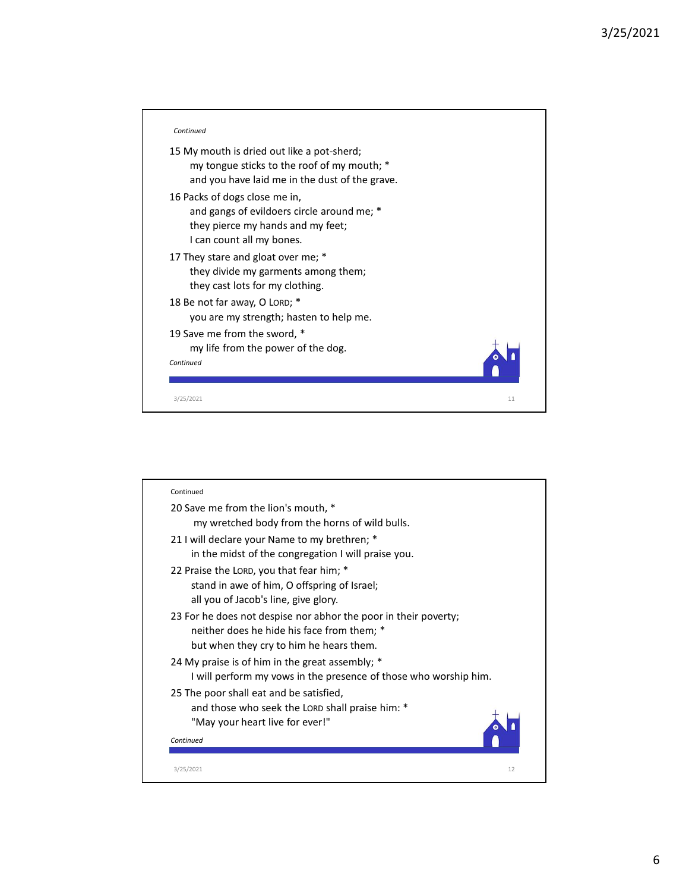*Continued*

15 My mouth is dried out like a pot-sherd;
my tongue sticks to the roof of my mouth; *
and you have laid me in the dust of the grave.

16 Packs of dogs close me in,
and gangs of evildoers circle around me; *
they pierce my hands and my feet;
I can count all my bones.

17 They stare and gloat over me; *
they divide my garments among them;
they cast lots for my clothing.

18 Be not far away, O LORD; *
you are my strength; hasten to help me.

19 Save me from the sword, *
my life from the power of the dog.

*Continued*

Continued

20 Save me from the lion's mouth, *
my wretched body from the horns of wild bulls.

21 I will declare your Name to my brethren; *
in the midst of the congregation I will praise you.

22 Praise the LORD, you that fear him; *
stand in awe of him, O offspring of Israel;
all you of Jacob's line, give glory.

23 For he does not despise nor abhor the poor in their poverty;
neither does he hide his face from them; *
but when they cry to him he hears them.

24 My praise is of him in the great assembly; *
I will perform my vows in the presence of those who worship him.

25 The poor shall eat and be satisfied,
and those who seek the LORD shall praise him: *
"May your heart live for ever!"

*Continued*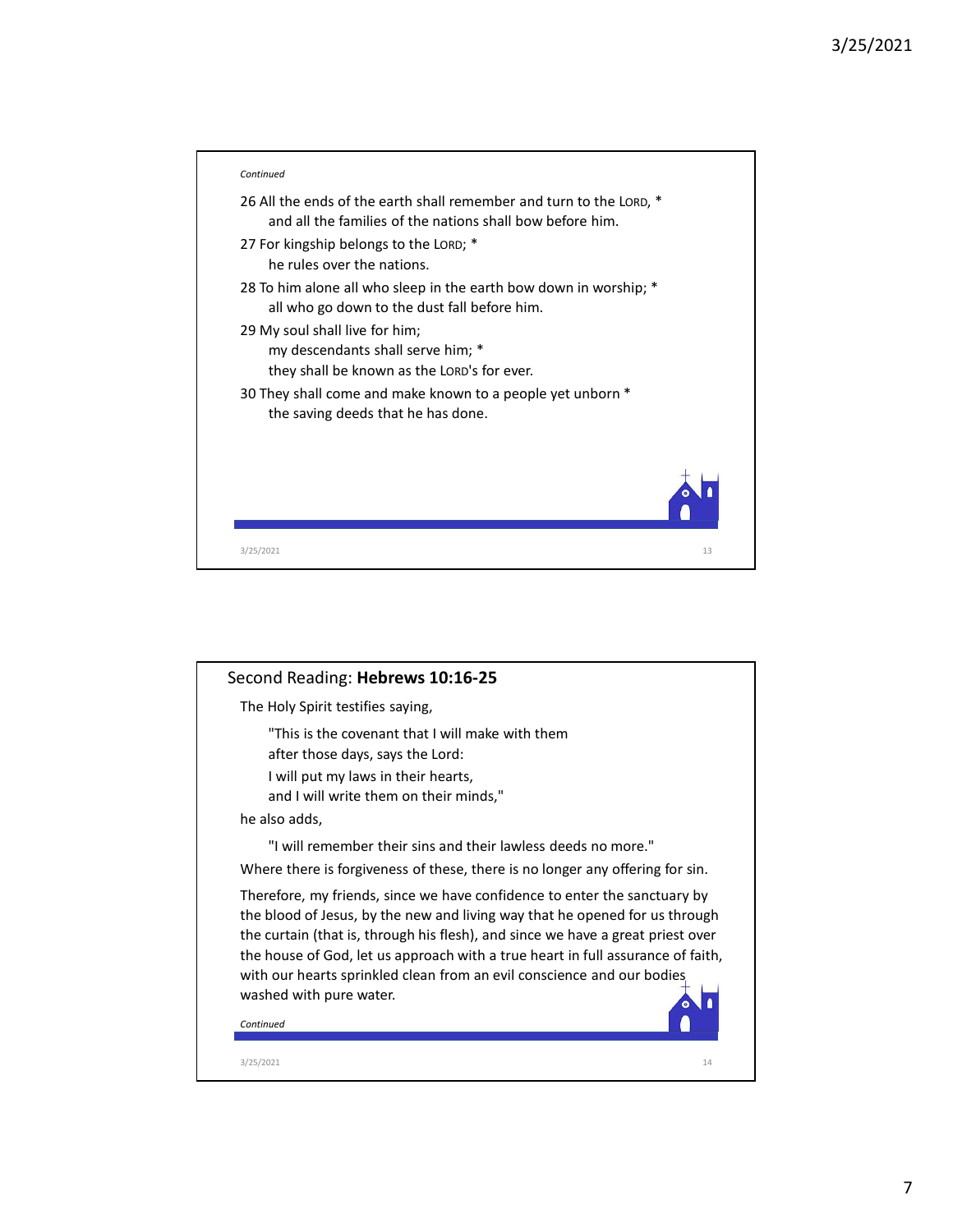*Continued*

26 All the ends of the earth shall remember and turn to the LORD, *
 and all the families of the nations shall bow before him.

27 For kingship belongs to the LORD; *
 he rules over the nations.

28 To him alone all who sleep in the earth bow down in worship; *
 all who go down to the dust fall before him.

29 My soul shall live for him;
 my descendants shall serve him; *
 they shall be known as the LORD's for ever.

30 They shall come and make known to a people yet unborn *
 the saving deeds that he has done.

## Second Reading: **Hebrews 10:16-25**

The Holy Spirit testifies saying,

> "This is the covenant that I will make with them
> after those days, says the Lord:
> I will put my laws in their hearts,
> and I will write them on their minds,"

he also adds,

> "I will remember their sins and their lawless deeds no more."

Where there is forgiveness of these, there is no longer any offering for sin.

Therefore, my friends, since we have confidence to enter the sanctuary by the blood of Jesus, by the new and living way that he opened for us through the curtain (that is, through his flesh), and since we have a great priest over the house of God, let us approach with a true heart in full assurance of faith, with our hearts sprinkled clean from an evil conscience and our bodies washed with pure water.

*Continued*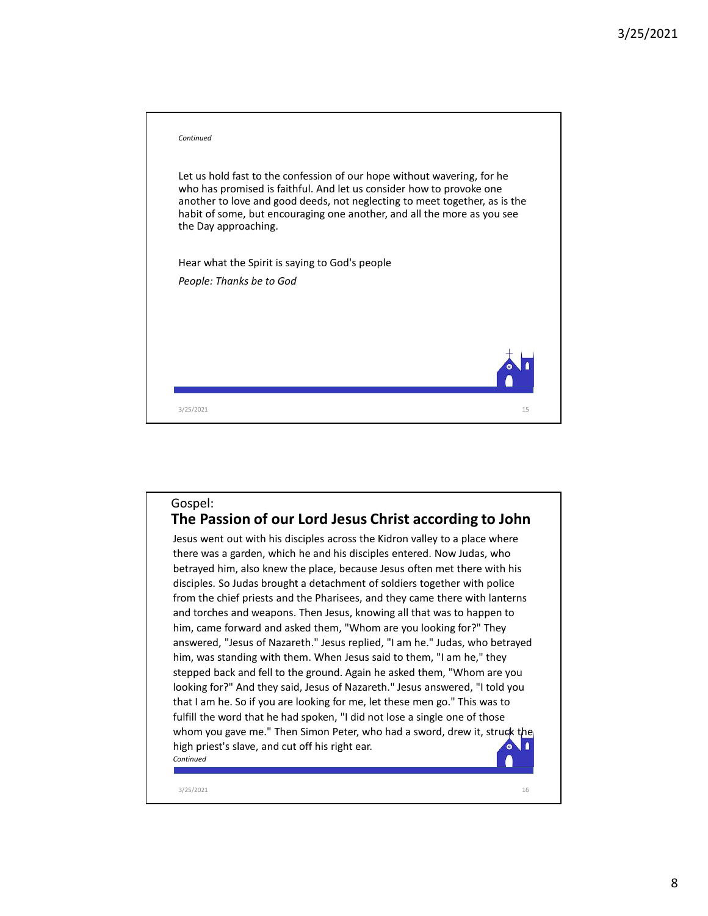*Continued*

Let us hold fast to the confession of our hope without wavering, for he who has promised is faithful. And let us consider how to provoke one another to love and good deeds, not neglecting to meet together, as is the habit of some, but encouraging one another, and all the more as you see the Day approaching.

Hear what the Spirit is saying to God's people

*People: Thanks be to God*

Gospel:

## The Passion of our Lord Jesus Christ according to John

Jesus went out with his disciples across the Kidron valley to a place where there was a garden, which he and his disciples entered. Now Judas, who betrayed him, also knew the place, because Jesus often met there with his disciples. So Judas brought a detachment of soldiers together with police from the chief priests and the Pharisees, and they came there with lanterns and torches and weapons. Then Jesus, knowing all that was to happen to him, came forward and asked them, "Whom are you looking for?" They answered, "Jesus of Nazareth." Jesus replied, "I am he." Judas, who betrayed him, was standing with them. When Jesus said to them, "I am he," they stepped back and fell to the ground. Again he asked them, "Whom are you looking for?" And they said, Jesus of Nazareth." Jesus answered, "I told you that I am he. So if you are looking for me, let these men go." This was to fulfill the word that he had spoken, "I did not lose a single one of those whom you gave me." Then Simon Peter, who had a sword, drew it, struck the high priest's slave, and cut off his right ear.

*Continued*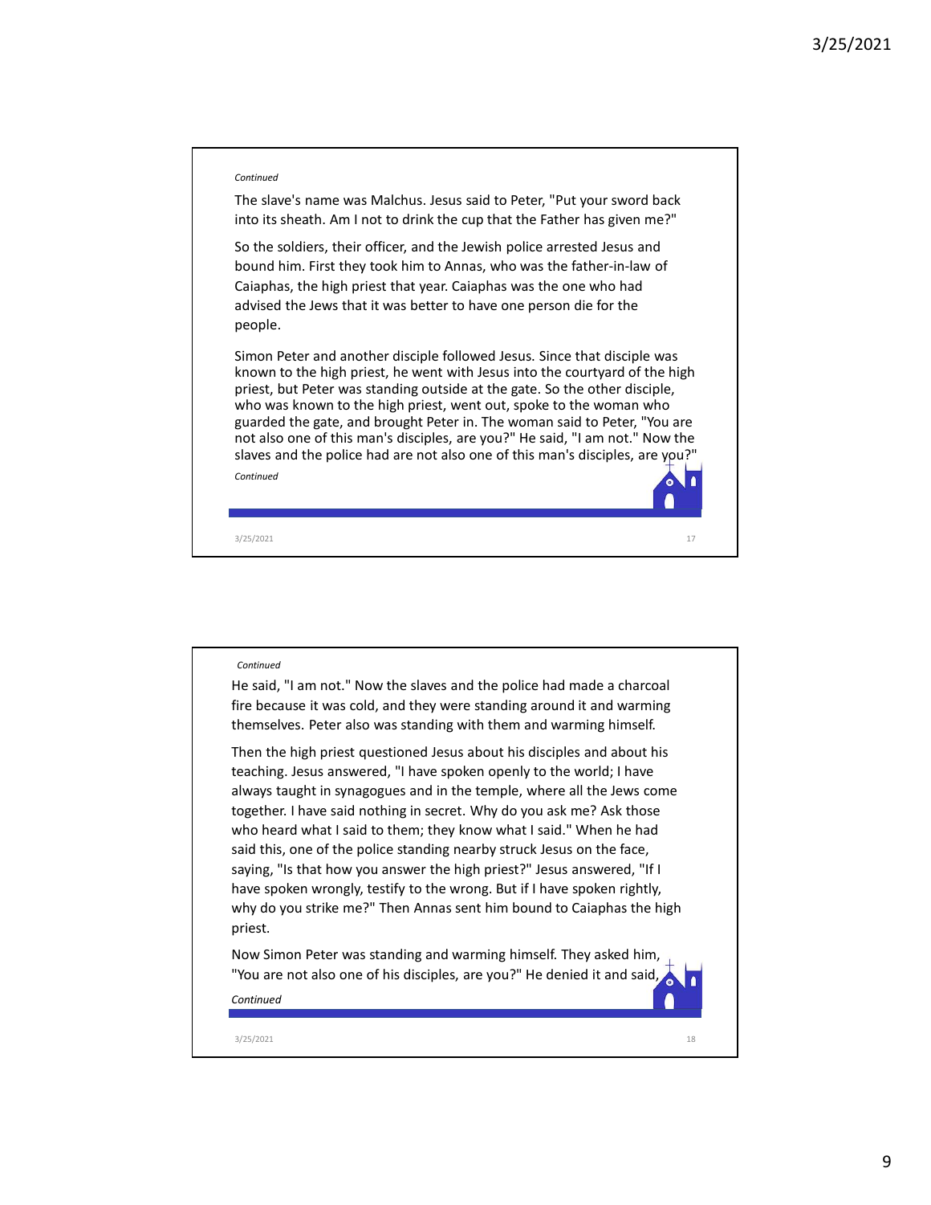*Continued*

The slave's name was Malchus. Jesus said to Peter, "Put your sword back into its sheath. Am I not to drink the cup that the Father has given me?"

So the soldiers, their officer, and the Jewish police arrested Jesus and bound him. First they took him to Annas, who was the father-in-law of Caiaphas, the high priest that year. Caiaphas was the one who had advised the Jews that it was better to have one person die for the people.

Simon Peter and another disciple followed Jesus. Since that disciple was known to the high priest, he went with Jesus into the courtyard of the high priest, but Peter was standing outside at the gate. So the other disciple, who was known to the high priest, went out, spoke to the woman who guarded the gate, and brought Peter in. The woman said to Peter, "You are not also one of this man's disciples, are you?" He said, "I am not." Now the slaves and the police had are not also one of this man's disciples, are you?"

*Continued*

*Continued*

He said, "I am not." Now the slaves and the police had made a charcoal fire because it was cold, and they were standing around it and warming themselves. Peter also was standing with them and warming himself.

Then the high priest questioned Jesus about his disciples and about his teaching. Jesus answered, "I have spoken openly to the world; I have always taught in synagogues and in the temple, where all the Jews come together. I have said nothing in secret. Why do you ask me? Ask those who heard what I said to them; they know what I said." When he had said this, one of the police standing nearby struck Jesus on the face, saying, "Is that how you answer the high priest?" Jesus answered, "If I have spoken wrongly, testify to the wrong. But if I have spoken rightly, why do you strike me?" Then Annas sent him bound to Caiaphas the high priest.

Now Simon Peter was standing and warming himself. They asked him, "You are not also one of his disciples, are you?" He denied it and said,

*Continued*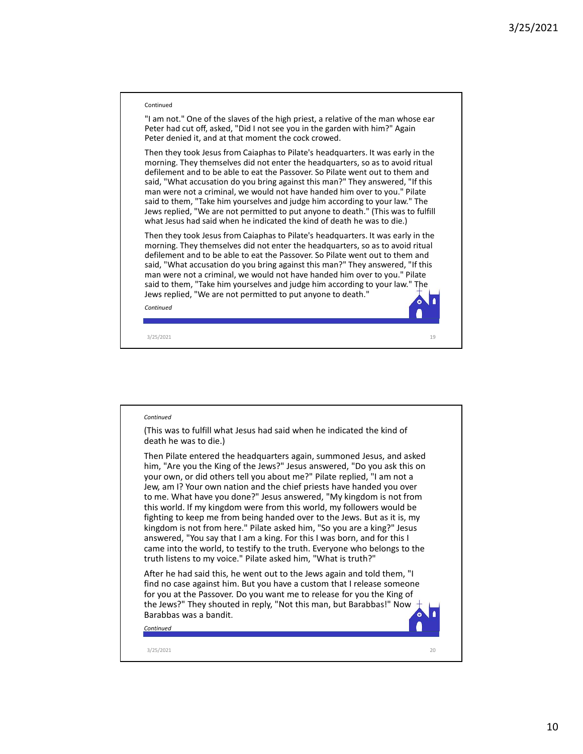Continued

"I am not." One of the slaves of the high priest, a relative of the man whose ear Peter had cut off, asked, "Did I not see you in the garden with him?" Again Peter denied it, and at that moment the cock crowed.

Then they took Jesus from Caiaphas to Pilate's headquarters. It was early in the morning. They themselves did not enter the headquarters, so as to avoid ritual defilement and to be able to eat the Passover. So Pilate went out to them and said, "What accusation do you bring against this man?" They answered, "If this man were not a criminal, we would not have handed him over to you." Pilate said to them, "Take him yourselves and judge him according to your law." The Jews replied, "We are not permitted to put anyone to death." (This was to fulfill what Jesus had said when he indicated the kind of death he was to die.)

Then they took Jesus from Caiaphas to Pilate's headquarters. It was early in the morning. They themselves did not enter the headquarters, so as to avoid ritual defilement and to be able to eat the Passover. So Pilate went out to them and said, "What accusation do you bring against this man?" They answered, "If this man were not a criminal, we would not have handed him over to you." Pilate said to them, "Take him yourselves and judge him according to your law." The Jews replied, "We are not permitted to put anyone to death."

*Continued*

*Continued*

(This was to fulfill what Jesus had said when he indicated the kind of death he was to die.)

Then Pilate entered the headquarters again, summoned Jesus, and asked him, "Are you the King of the Jews?" Jesus answered, "Do you ask this on your own, or did others tell you about me?" Pilate replied, "I am not a Jew, am I? Your own nation and the chief priests have handed you over to me. What have you done?" Jesus answered, "My kingdom is not from this world. If my kingdom were from this world, my followers would be fighting to keep me from being handed over to the Jews. But as it is, my kingdom is not from here." Pilate asked him, "So you are a king?" Jesus answered, "You say that I am a king. For this I was born, and for this I came into the world, to testify to the truth. Everyone who belongs to the truth listens to my voice." Pilate asked him, "What is truth?"

After he had said this, he went out to the Jews again and told them, "I find no case against him. But you have a custom that I release someone for you at the Passover. Do you want me to release for you the King of the Jews?" They shouted in reply, "Not this man, but Barabbas!" Now Barabbas was a bandit.

*Continued*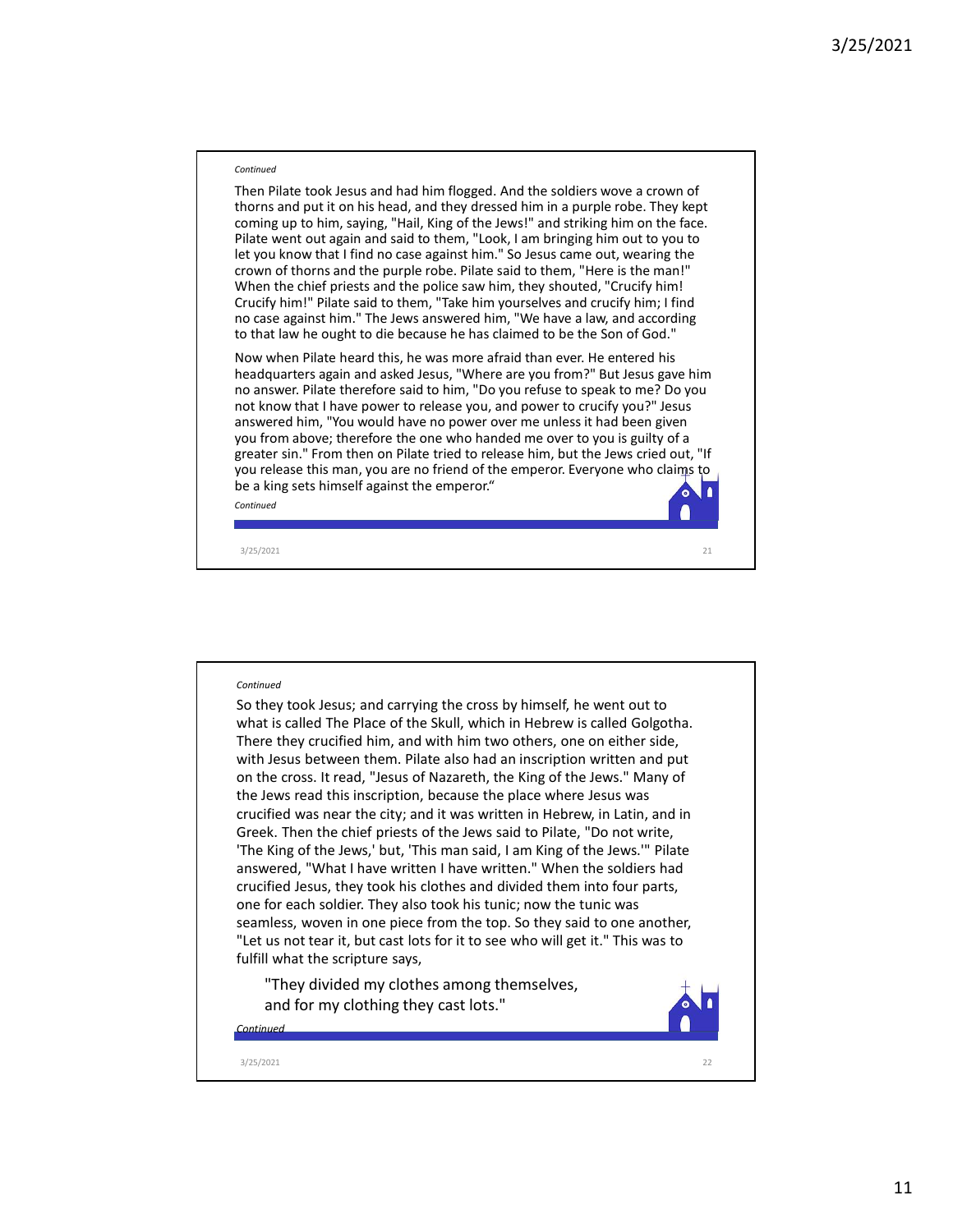*Continued*

Then Pilate took Jesus and had him flogged. And the soldiers wove a crown of thorns and put it on his head, and they dressed him in a purple robe. They kept coming up to him, saying, "Hail, King of the Jews!" and striking him on the face. Pilate went out again and said to them, "Look, I am bringing him out to you to let you know that I find no case against him." So Jesus came out, wearing the crown of thorns and the purple robe. Pilate said to them, "Here is the man!" When the chief priests and the police saw him, they shouted, "Crucify him! Crucify him!" Pilate said to them, "Take him yourselves and crucify him; I find no case against him." The Jews answered him, "We have a law, and according to that law he ought to die because he has claimed to be the Son of God."

Now when Pilate heard this, he was more afraid than ever. He entered his headquarters again and asked Jesus, "Where are you from?" But Jesus gave him no answer. Pilate therefore said to him, "Do you refuse to speak to me? Do you not know that I have power to release you, and power to crucify you?" Jesus answered him, "You would have no power over me unless it had been given you from above; therefore the one who handed me over to you is guilty of a greater sin." From then on Pilate tried to release him, but the Jews cried out, "If you release this man, you are no friend of the emperor. Everyone who claims to be a king sets himself against the emperor."

*Continued*

*Continued*

So they took Jesus; and carrying the cross by himself, he went out to what is called The Place of the Skull, which in Hebrew is called Golgotha. There they crucified him, and with him two others, one on either side, with Jesus between them. Pilate also had an inscription written and put on the cross. It read, "Jesus of Nazareth, the King of the Jews." Many of the Jews read this inscription, because the place where Jesus was crucified was near the city; and it was written in Hebrew, in Latin, and in Greek. Then the chief priests of the Jews said to Pilate, "Do not write, 'The King of the Jews,' but, 'This man said, I am King of the Jews.'" Pilate answered, "What I have written I have written." When the soldiers had crucified Jesus, they took his clothes and divided them into four parts, one for each soldier. They also took his tunic; now the tunic was seamless, woven in one piece from the top. So they said to one another, "Let us not tear it, but cast lots for it to see who will get it." This was to fulfill what the scripture says,

"They divided my clothes among themselves,
and for my clothing they cast lots."

*Continued*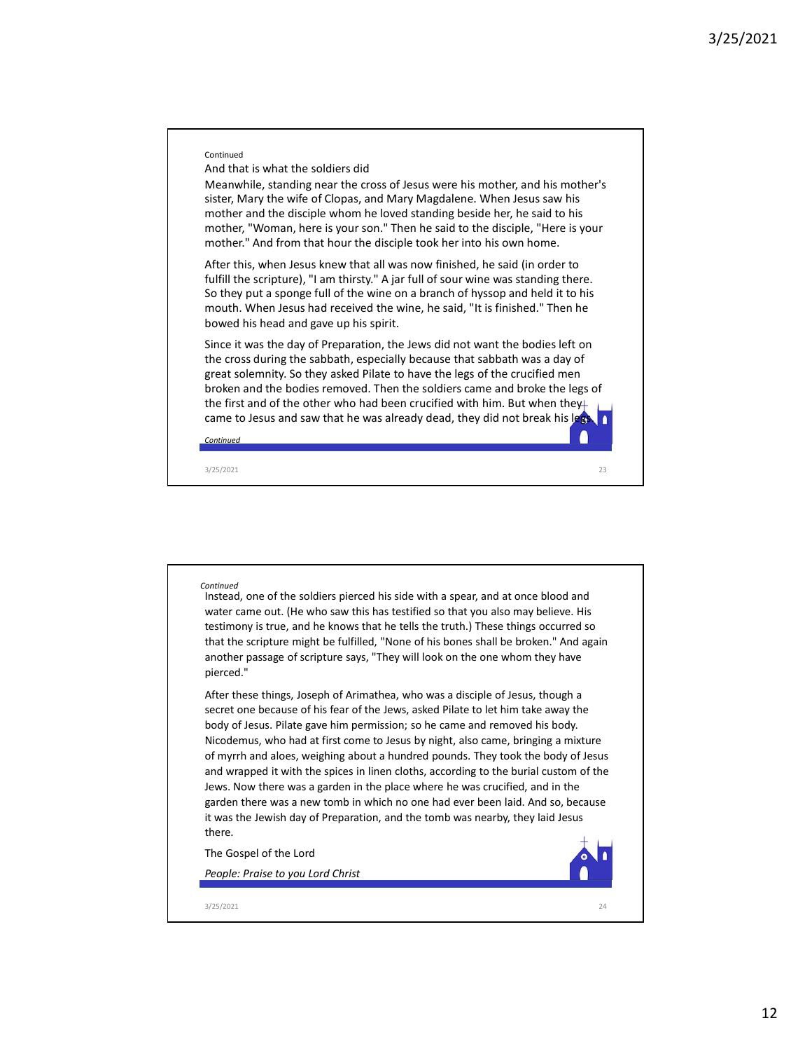Continued

And that is what the soldiers did

Meanwhile, standing near the cross of Jesus were his mother, and his mother's sister, Mary the wife of Clopas, and Mary Magdalene. When Jesus saw his mother and the disciple whom he loved standing beside her, he said to his mother, "Woman, here is your son." Then he said to the disciple, "Here is your mother." And from that hour the disciple took her into his own home.

After this, when Jesus knew that all was now finished, he said (in order to fulfill the scripture), "I am thirsty." A jar full of sour wine was standing there. So they put a sponge full of the wine on a branch of hyssop and held it to his mouth. When Jesus had received the wine, he said, "It is finished." Then he bowed his head and gave up his spirit.

Since it was the day of Preparation, the Jews did not want the bodies left on the cross during the sabbath, especially because that sabbath was a day of great solemnity. So they asked Pilate to have the legs of the crucified men broken and the bodies removed. Then the soldiers came and broke the legs of the first and of the other who had been crucified with him. But when they came to Jesus and saw that he was already dead, they did not break his legs.

*Continued*

*Continued*

Instead, one of the soldiers pierced his side with a spear, and at once blood and water came out. (He who saw this has testified so that you also may believe. His testimony is true, and he knows that he tells the truth.) These things occurred so that the scripture might be fulfilled, "None of his bones shall be broken." And again another passage of scripture says, "They will look on the one whom they have pierced."

After these things, Joseph of Arimathea, who was a disciple of Jesus, though a secret one because of his fear of the Jews, asked Pilate to let him take away the body of Jesus. Pilate gave him permission; so he came and removed his body. Nicodemus, who had at first come to Jesus by night, also came, bringing a mixture of myrrh and aloes, weighing about a hundred pounds. They took the body of Jesus and wrapped it with the spices in linen cloths, according to the burial custom of the Jews. Now there was a garden in the place where he was crucified, and in the garden there was a new tomb in which no one had ever been laid. And so, because it was the Jewish day of Preparation, and the tomb was nearby, they laid Jesus there.

The Gospel of the Lord

*People: Praise to you Lord Christ*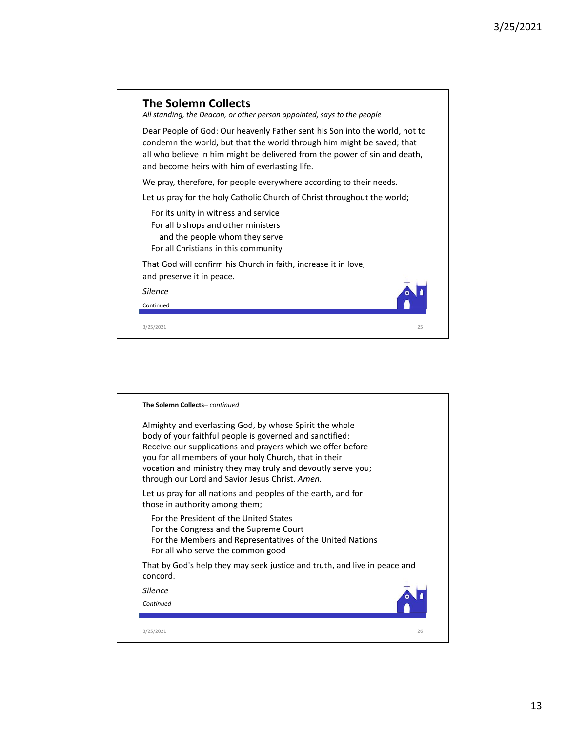## The Solemn Collects

*All standing, the Deacon, or other person appointed, says to the people*

Dear People of God: Our heavenly Father sent his Son into the world, not to condemn the world, but that the world through him might be saved; that all who believe in him might be delivered from the power of sin and death, and become heirs with him of everlasting life.

We pray, therefore, for people everywhere according to their needs.

Let us pray for the holy Catholic Church of Christ throughout the world;

For its unity in witness and service
For all bishops and other ministers
and the people whom they serve
For all Christians in this community

That God will confirm his Church in faith, increase it in love, and preserve it in peace.

*Silence*

Continued

**The Solemn Collects**– *continued*

Almighty and everlasting God, by whose Spirit the whole body of your faithful people is governed and sanctified: Receive our supplications and prayers which we offer before you for all members of your holy Church, that in their vocation and ministry they may truly and devoutly serve you; through our Lord and Savior Jesus Christ. *Amen.*

Let us pray for all nations and peoples of the earth, and for those in authority among them;

For the President of the United States
For the Congress and the Supreme Court
For the Members and Representatives of the United Nations
For all who serve the common good

That by God's help they may seek justice and truth, and live in peace and concord.

*Silence*

*Continued*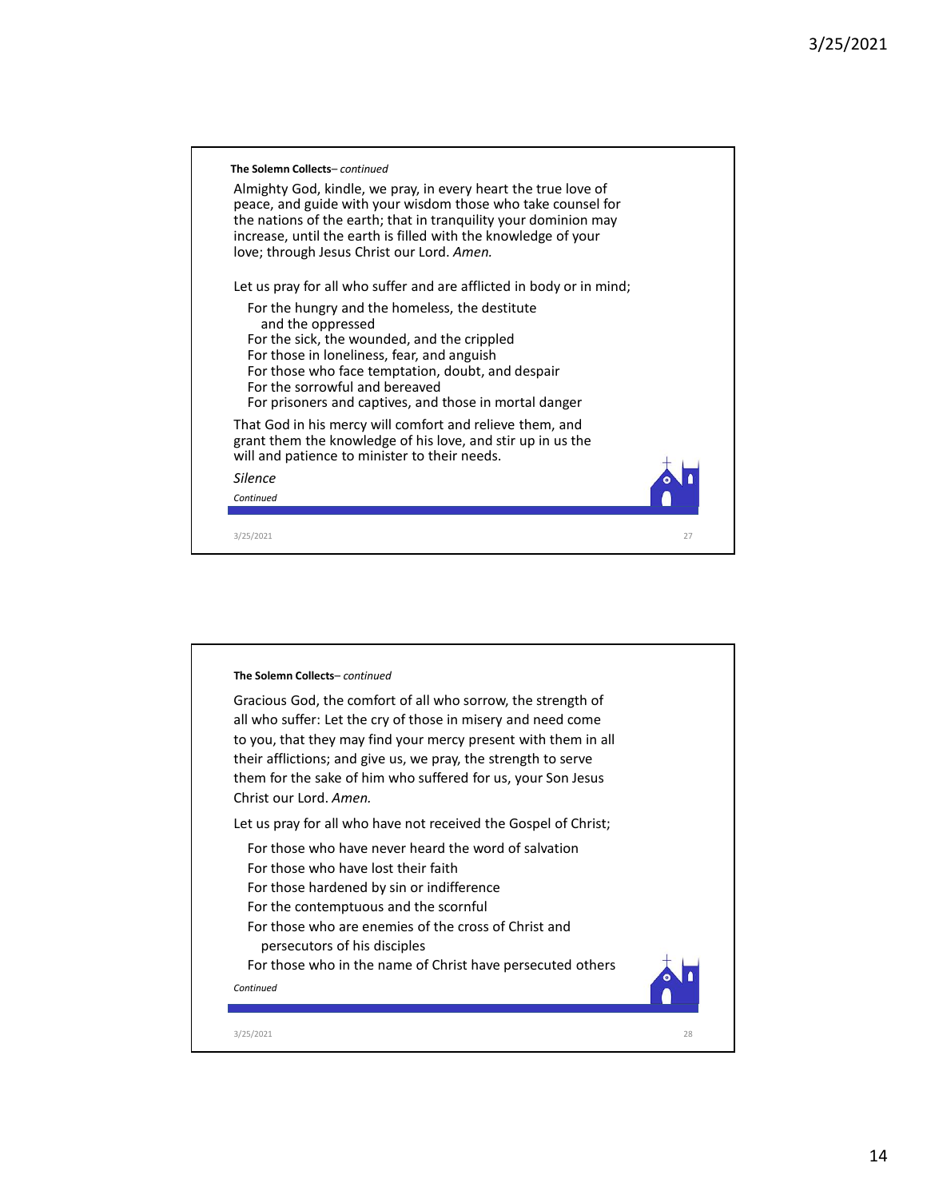**The Solemn Collects**– *continued*

Almighty God, kindle, we pray, in every heart the true love of peace, and guide with your wisdom those who take counsel for the nations of the earth; that in tranquility your dominion may increase, until the earth is filled with the knowledge of your love; through Jesus Christ our Lord. *Amen.*

Let us pray for all who suffer and are afflicted in body or in mind;

For the hungry and the homeless, the destitute and the oppressed
For the sick, the wounded, and the crippled
For those in loneliness, fear, and anguish
For those who face temptation, doubt, and despair
For the sorrowful and bereaved
For prisoners and captives, and those in mortal danger

That God in his mercy will comfort and relieve them, and grant them the knowledge of his love, and stir up in us the will and patience to minister to their needs.

*Silence*

*Continued*

**The Solemn Collects**– *continued*

Gracious God, the comfort of all who sorrow, the strength of all who suffer: Let the cry of those in misery and need come to you, that they may find your mercy present with them in all their afflictions; and give us, we pray, the strength to serve them for the sake of him who suffered for us, your Son Jesus Christ our Lord. *Amen.*

Let us pray for all who have not received the Gospel of Christ;

For those who have never heard the word of salvation
For those who have lost their faith
For those hardened by sin or indifference
For the contemptuous and the scornful
For those who are enemies of the cross of Christ and persecutors of his disciples
For those who in the name of Christ have persecuted others

*Continued*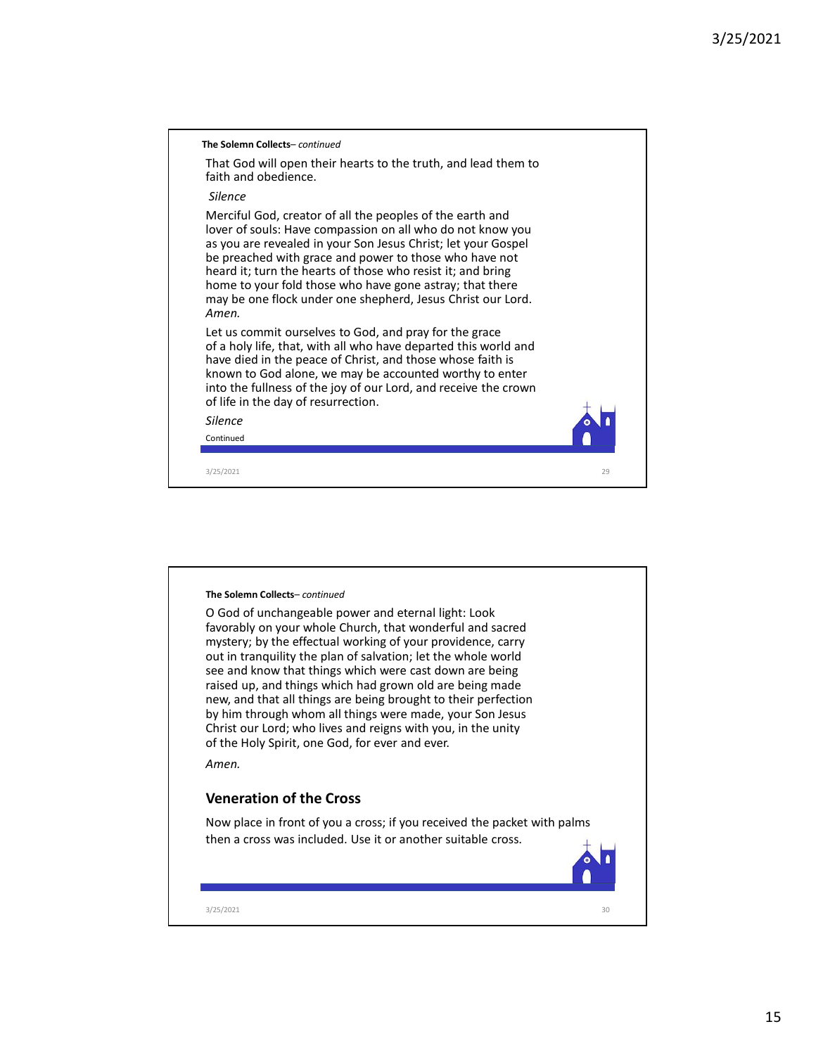**The Solemn Collects**– *continued*

That God will open their hearts to the truth, and lead them to faith and obedience.

*Silence*

Merciful God, creator of all the peoples of the earth and lover of souls: Have compassion on all who do not know you as you are revealed in your Son Jesus Christ; let your Gospel be preached with grace and power to those who have not heard it; turn the hearts of those who resist it; and bring home to your fold those who have gone astray; that there may be one flock under one shepherd, Jesus Christ our Lord. *Amen.*

Let us commit ourselves to God, and pray for the grace of a holy life, that, with all who have departed this world and have died in the peace of Christ, and those whose faith is known to God alone, we may be accounted worthy to enter into the fullness of the joy of our Lord, and receive the crown of life in the day of resurrection.

*Silence*

Continued

**The Solemn Collects**– *continued*

O God of unchangeable power and eternal light: Look favorably on your whole Church, that wonderful and sacred mystery; by the effectual working of your providence, carry out in tranquility the plan of salvation; let the whole world see and know that things which were cast down are being raised up, and things which had grown old are being made new, and that all things are being brought to their perfection by him through whom all things were made, your Son Jesus Christ our Lord; who lives and reigns with you, in the unity of the Holy Spirit, one God, for ever and ever.

*Amen.*

## Veneration of the Cross

Now place in front of you a cross; if you received the packet with palms then a cross was included. Use it or another suitable cross.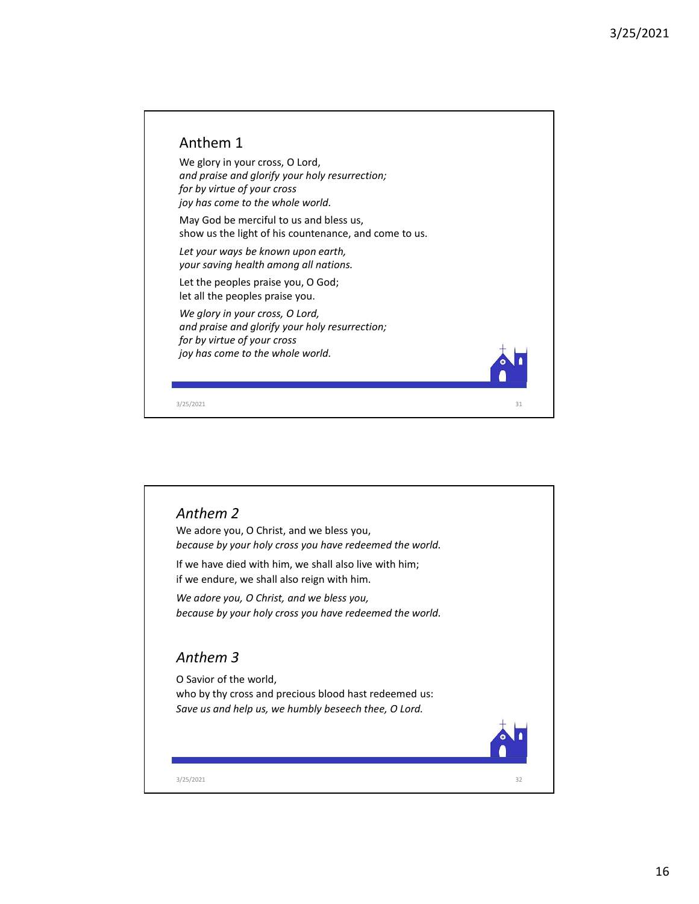## Anthem 1

We glory in your cross, O Lord,
*and praise and glorify your holy resurrection;*
*for by virtue of your cross*
*joy has come to the whole world.*

May God be merciful to us and bless us,
show us the light of his countenance, and come to us.

*Let your ways be known upon earth,*
*your saving health among all nations.*

Let the peoples praise you, O God;
let all the peoples praise you.

*We glory in your cross, O Lord,*
*and praise and glorify your holy resurrection;*
*for by virtue of your cross*
*joy has come to the whole world.*

## *Anthem 2*

We adore you, O Christ, and we bless you,
*because by your holy cross you have redeemed the world.*

If we have died with him, we shall also live with him;
if we endure, we shall also reign with him.

*We adore you, O Christ, and we bless you,*
*because by your holy cross you have redeemed the world.*

## *Anthem 3*

O Savior of the world,
who by thy cross and precious blood hast redeemed us:
*Save us and help us, we humbly beseech thee, O Lord.*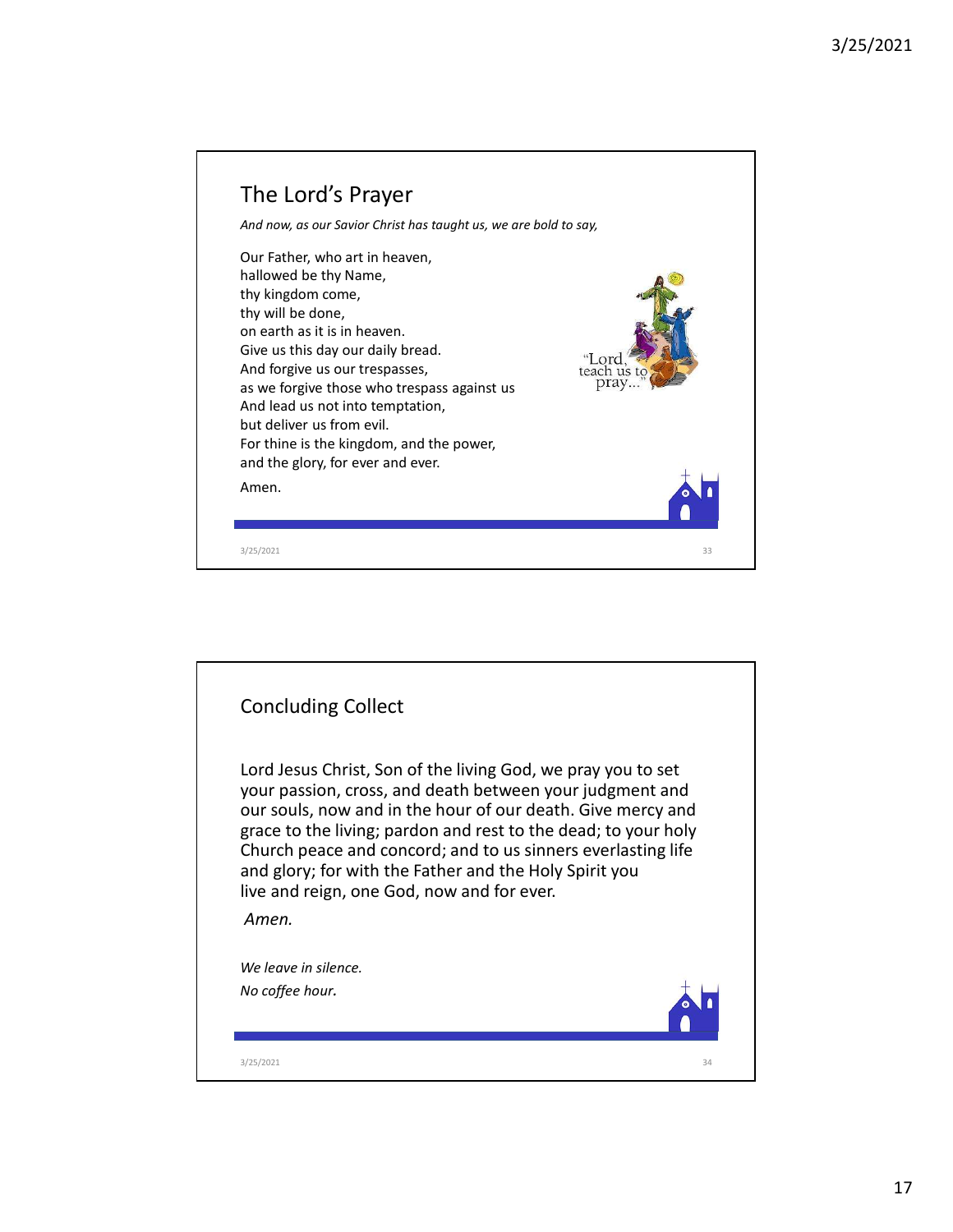## The Lord's Prayer

*And now, as our Savior Christ has taught us, we are bold to say,*

Our Father, who art in heaven,
hallowed be thy Name,
thy kingdom come,
thy will be done,
on earth as it is in heaven.
Give us this day our daily bread.
And forgive us our trespasses,
as we forgive those who trespass against us
And lead us not into temptation,
but deliver us from evil.
For thine is the kingdom, and the power,
and the glory, for ever and ever.

Amen.

"Lord, teach us to pray..."

## Concluding Collect

Lord Jesus Christ, Son of the living God, we pray you to set your passion, cross, and death between your judgment and our souls, now and in the hour of our death. Give mercy and grace to the living; pardon and rest to the dead; to your holy Church peace and concord; and to us sinners everlasting life and glory; for with the Father and the Holy Spirit you live and reign, one God, now and for ever.

*Amen.*

*We leave in silence.*

*No coffee hour.*